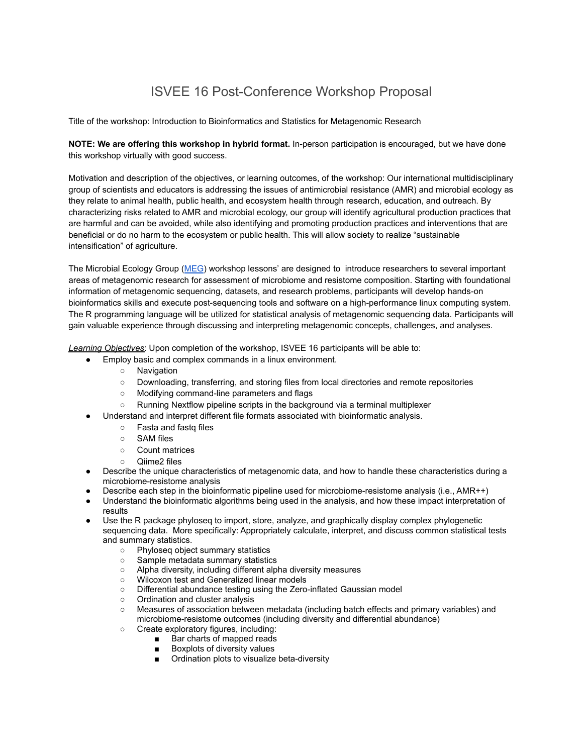# ISVEE 16 Post-Conference Workshop Proposal

Title of the workshop: Introduction to Bioinformatics and Statistics for Metagenomic Research

**NOTE: We are offering this workshop in hybrid format.** In-person participation is encouraged, but we have done this workshop virtually with good success.

Motivation and description of the objectives, or learning outcomes, of the workshop: Our international multidisciplinary group of scientists and educators is addressing the issues of antimicrobial resistance (AMR) and microbial ecology as they relate to animal health, public health, and ecosystem health through research, education, and outreach. By characterizing risks related to AMR and microbial ecology, our group will identify agricultural production practices that are harmful and can be avoided, while also identifying and promoting production practices and interventions that are beneficial or do no harm to the ecosystem or public health. This will allow society to realize "sustainable intensification" of agriculture.

The Microbial Ecology Group (MEG) workshop lessons' are designed to introduce researchers to several important areas of metagenomic research for assessment of microbiome and resistome composition. Starting with foundational information of metagenomic sequencing, datasets, and research problems, participants will develop hands-on bioinformatics skills and execute post-sequencing tools and software on a high-performance linux computing system. The R programming language will be utilized for statistical analysis of metagenomic sequencing data. Participants will gain valuable experience through discussing and interpreting metagenomic concepts, challenges, and analyses.

*Learning Objectives*: Upon completion of the workshop, ISVEE 16 participants will be able to:

- Employ basic and complex commands in a linux environment.
  - Navigation
  - Downloading, transferring, and storing files from local directories and remote repositories
  - Modifying command-line parameters and flags
  - Running Nextflow pipeline scripts in the background via a terminal multiplexer
- Understand and interpret different file formats associated with bioinformatic analysis.
  - Fasta and fastq files
  - SAM files
  - Count matrices
  - Qiime2 files
- Describe the unique characteristics of metagenomic data, and how to handle these characteristics during a microbiome-resistome analysis
- Describe each step in the bioinformatic pipeline used for microbiome-resistome analysis (i.e., AMR++)
- Understand the bioinformatic algorithms being used in the analysis, and how these impact interpretation of results
- Use the R package phyloseq to import, store, analyze, and graphically display complex phylogenetic sequencing data. More specifically: Appropriately calculate, interpret, and discuss common statistical tests and summary statistics.
  - Phyloseq object summary statistics
  - Sample metadata summary statistics
  - Alpha diversity, including different alpha diversity measures
  - Wilcoxon test and Generalized linear models
  - Differential abundance testing using the Zero-inflated Gaussian model
  - Ordination and cluster analysis
  - Measures of association between metadata (including batch effects and primary variables) and microbiome-resistome outcomes (including diversity and differential abundance)
  - Create exploratory figures, including:
    - Bar charts of mapped reads
    - Boxplots of diversity values
    - Ordination plots to visualize beta-diversity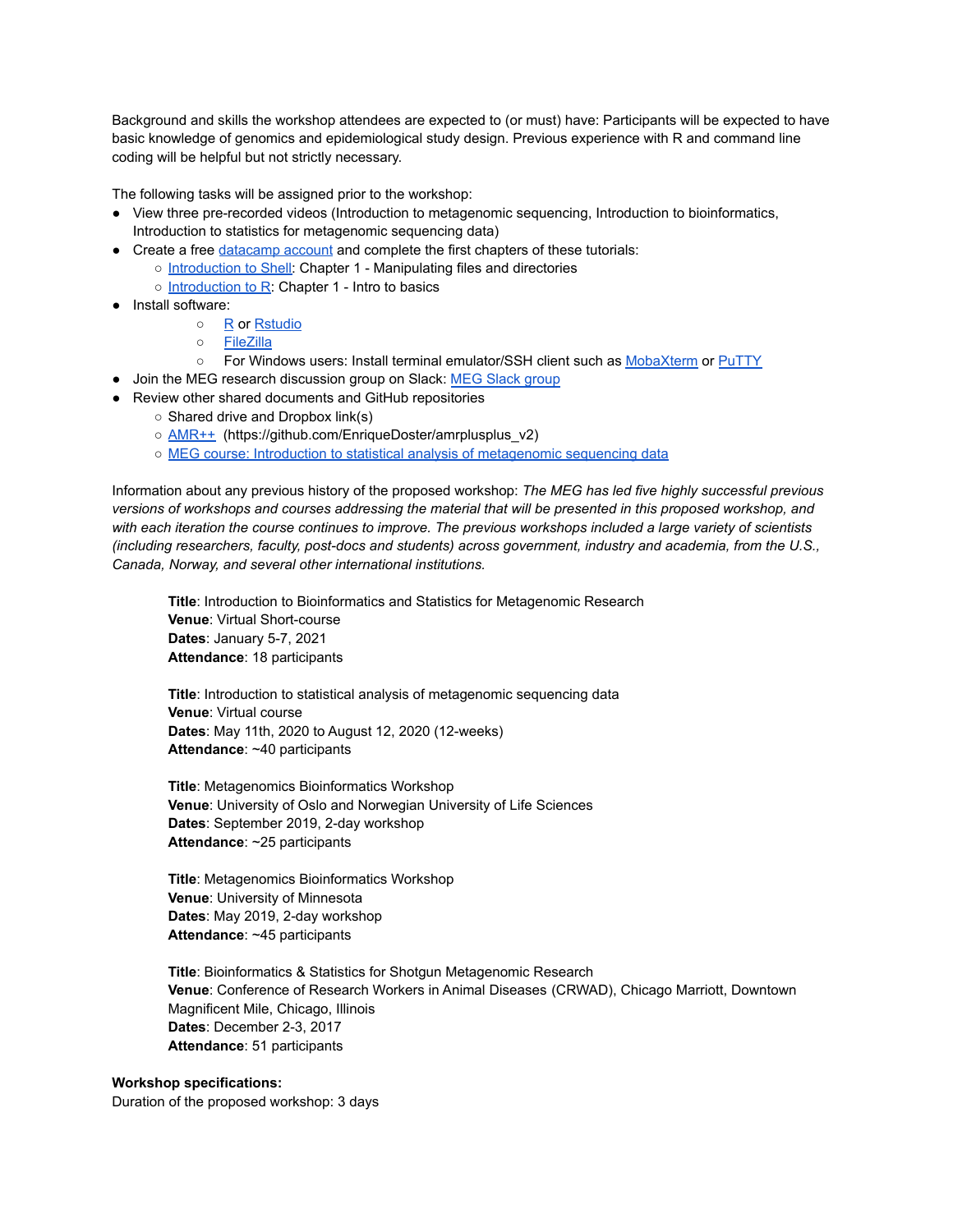Background and skills the workshop attendees are expected to (or must) have: Participants will be expected to have basic knowledge of genomics and epidemiological study design. Previous experience with R and command line coding will be helpful but not strictly necessary.

The following tasks will be assigned prior to the workshop:

- View three pre-recorded videos (Introduction to metagenomic sequencing, Introduction to bioinformatics, Introduction to statistics for metagenomic sequencing data)
- Create a free datacamp account and complete the first chapters of these tutorials:
  - Introduction to Shell: Chapter 1 - Manipulating files and directories
  - Introduction to R: Chapter 1 - Intro to basics
- Install software:
  - R or Rstudio
  - FileZilla
  - For Windows users: Install terminal emulator/SSH client such as MobaXterm or PuTTY
- Join the MEG research discussion group on Slack: MEG Slack group
- Review other shared documents and GitHub repositories
  - Shared drive and Dropbox link(s)
  - AMR++ (https://github.com/EnriqueDoster/amrplusplus_v2)
  - MEG course: Introduction to statistical analysis of metagenomic sequencing data

Information about any previous history of the proposed workshop: *The MEG has led five highly successful previous versions of workshops and courses addressing the material that will be presented in this proposed workshop, and with each iteration the course continues to improve. The previous workshops included a large variety of scientists (including researchers, faculty, post-docs and students) across government, industry and academia, from the U.S., Canada, Norway, and several other international institutions.*

**Title**: Introduction to Bioinformatics and Statistics for Metagenomic Research
**Venue**: Virtual Short-course
**Dates**: January 5-7, 2021
**Attendance**: 18 participants

**Title**: Introduction to statistical analysis of metagenomic sequencing data
**Venue**: Virtual course
**Dates**: May 11th, 2020 to August 12, 2020 (12-weeks)
**Attendance**: ~40 participants

**Title**: Metagenomics Bioinformatics Workshop
**Venue**: University of Oslo and Norwegian University of Life Sciences
**Dates**: September 2019, 2-day workshop
**Attendance**: ~25 participants

**Title**: Metagenomics Bioinformatics Workshop
**Venue**: University of Minnesota
**Dates**: May 2019, 2-day workshop
**Attendance**: ~45 participants

**Title**: Bioinformatics & Statistics for Shotgun Metagenomic Research
**Venue**: Conference of Research Workers in Animal Diseases (CRWAD), Chicago Marriott, Downtown Magnificent Mile, Chicago, Illinois
**Dates**: December 2-3, 2017
**Attendance**: 51 participants

**Workshop specifications:**

Duration of the proposed workshop: 3 days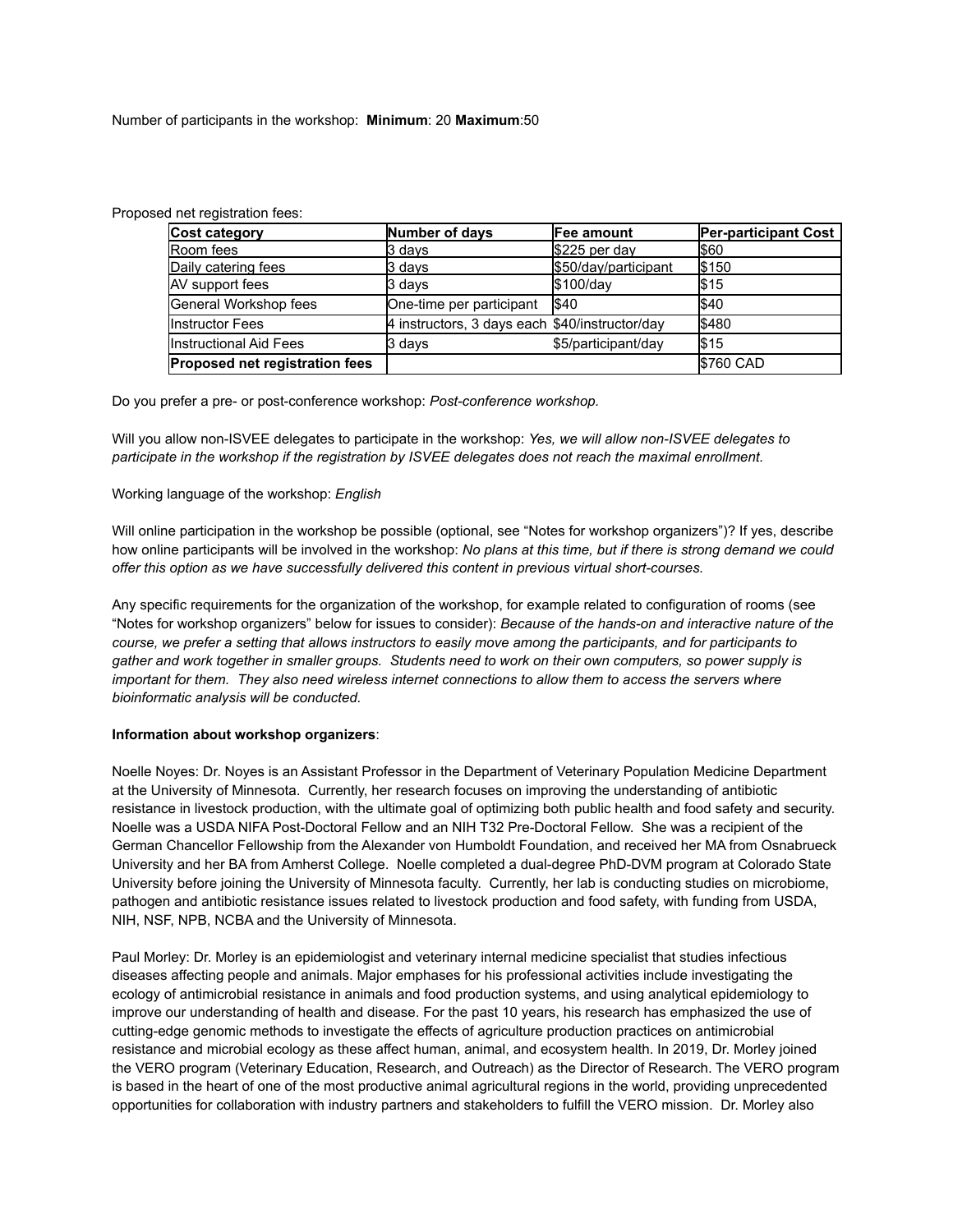Number of participants in the workshop: **Minimum**: 20 **Maximum**:50

Proposed net registration fees:

| **Cost category** | **Number of days** | **Fee amount** | **Per-participant Cost** |
| --- | --- | --- | --- |
| Room fees | 3 days | $225 per day | $60 |
| Daily catering fees | 3 days | $50/day/participant | $150 |
| AV support fees | 3 days | $100/day | $15 |
| General Workshop fees | One-time per participant | $40 | $40 |
| Instructor Fees | 4 instructors, 3 days each | $40/instructor/day | $480 |
| Instructional Aid Fees | 3 days | $5/participant/day | $15 |
| **Proposed net registration fees** | | | $760 CAD |

Do you prefer a pre- or post-conference workshop: *Post-conference workshop.*

Will you allow non-ISVEE delegates to participate in the workshop: *Yes, we will allow non-ISVEE delegates to participate in the workshop if the registration by ISVEE delegates does not reach the maximal enrollment.*

Working language of the workshop: *English*

Will online participation in the workshop be possible (optional, see "Notes for workshop organizers")? If yes, describe how online participants will be involved in the workshop: *No plans at this time, but if there is strong demand we could offer this option as we have successfully delivered this content in previous virtual short-courses.*

Any specific requirements for the organization of the workshop, for example related to configuration of rooms (see "Notes for workshop organizers" below for issues to consider): *Because of the hands-on and interactive nature of the course, we prefer a setting that allows instructors to easily move among the participants, and for participants to gather and work together in smaller groups. Students need to work on their own computers, so power supply is important for them. They also need wireless internet connections to allow them to access the servers where bioinformatic analysis will be conducted.*

**Information about workshop organizers**:

Noelle Noyes: Dr. Noyes is an Assistant Professor in the Department of Veterinary Population Medicine Department at the University of Minnesota. Currently, her research focuses on improving the understanding of antibiotic resistance in livestock production, with the ultimate goal of optimizing both public health and food safety and security. Noelle was a USDA NIFA Post-Doctoral Fellow and an NIH T32 Pre-Doctoral Fellow. She was a recipient of the German Chancellor Fellowship from the Alexander von Humboldt Foundation, and received her MA from Osnabrueck University and her BA from Amherst College. Noelle completed a dual-degree PhD-DVM program at Colorado State University before joining the University of Minnesota faculty. Currently, her lab is conducting studies on microbiome, pathogen and antibiotic resistance issues related to livestock production and food safety, with funding from USDA, NIH, NSF, NPB, NCBA and the University of Minnesota.

Paul Morley: Dr. Morley is an epidemiologist and veterinary internal medicine specialist that studies infectious diseases affecting people and animals. Major emphases for his professional activities include investigating the ecology of antimicrobial resistance in animals and food production systems, and using analytical epidemiology to improve our understanding of health and disease. For the past 10 years, his research has emphasized the use of cutting-edge genomic methods to investigate the effects of agriculture production practices on antimicrobial resistance and microbial ecology as these affect human, animal, and ecosystem health. In 2019, Dr. Morley joined the VERO program (Veterinary Education, Research, and Outreach) as the Director of Research. The VERO program is based in the heart of one of the most productive animal agricultural regions in the world, providing unprecedented opportunities for collaboration with industry partners and stakeholders to fulfill the VERO mission. Dr. Morley also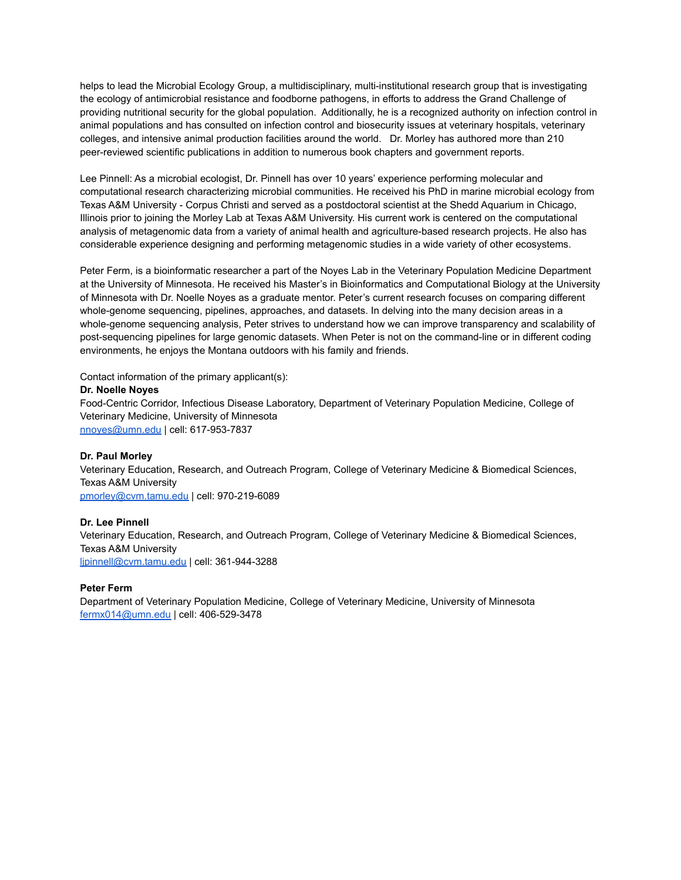helps to lead the Microbial Ecology Group, a multidisciplinary, multi-institutional research group that is investigating the ecology of antimicrobial resistance and foodborne pathogens, in efforts to address the Grand Challenge of providing nutritional security for the global population.  Additionally, he is a recognized authority on infection control in animal populations and has consulted on infection control and biosecurity issues at veterinary hospitals, veterinary colleges, and intensive animal production facilities around the world.   Dr. Morley has authored more than 210 peer-reviewed scientific publications in addition to numerous book chapters and government reports.

Lee Pinnell: As a microbial ecologist, Dr. Pinnell has over 10 years' experience performing molecular and computational research characterizing microbial communities. He received his PhD in marine microbial ecology from Texas A&M University - Corpus Christi and served as a postdoctoral scientist at the Shedd Aquarium in Chicago, Illinois prior to joining the Morley Lab at Texas A&M University. His current work is centered on the computational analysis of metagenomic data from a variety of animal health and agriculture-based research projects. He also has considerable experience designing and performing metagenomic studies in a wide variety of other ecosystems.

Peter Ferm, is a bioinformatic researcher a part of the Noyes Lab in the Veterinary Population Medicine Department at the University of Minnesota. He received his Master's in Bioinformatics and Computational Biology at the University of Minnesota with Dr. Noelle Noyes as a graduate mentor. Peter's current research focuses on comparing different whole-genome sequencing, pipelines, approaches, and datasets. In delving into the many decision areas in a whole-genome sequencing analysis, Peter strives to understand how we can improve transparency and scalability of post-sequencing pipelines for large genomic datasets. When Peter is not on the command-line or in different coding environments, he enjoys the Montana outdoors with his family and friends.

Contact information of the primary applicant(s):

**Dr. Noelle Noyes**
Food-Centric Corridor, Infectious Disease Laboratory, Department of Veterinary Population Medicine, College of Veterinary Medicine, University of Minnesota
nnoyes@umn.edu | cell: 617-953-7837

**Dr. Paul Morley**
Veterinary Education, Research, and Outreach Program, College of Veterinary Medicine & Biomedical Sciences, Texas A&M University
pmorley@cvm.tamu.edu | cell: 970-219-6089

**Dr. Lee Pinnell**
Veterinary Education, Research, and Outreach Program, College of Veterinary Medicine & Biomedical Sciences, Texas A&M University
ljpinnell@cvm.tamu.edu | cell: 361-944-3288

**Peter Ferm**
Department of Veterinary Population Medicine, College of Veterinary Medicine, University of Minnesota
fermx014@umn.edu | cell: 406-529-3478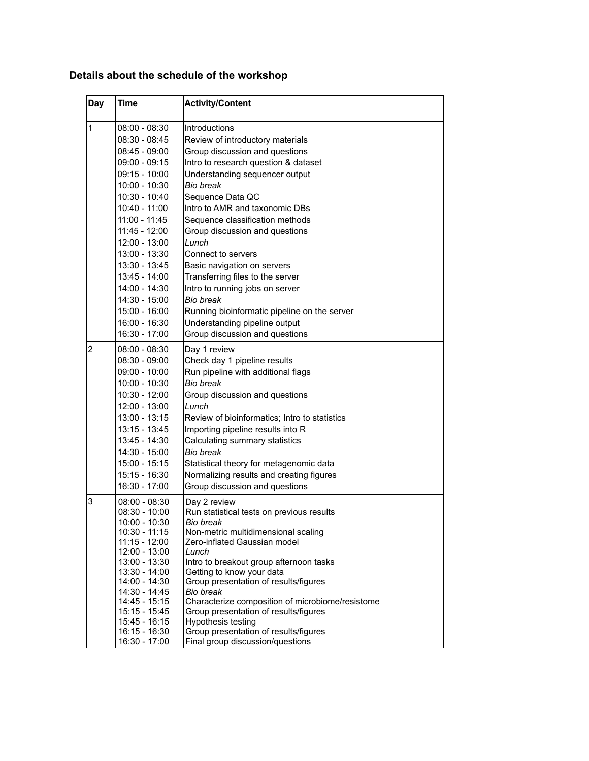## Details about the schedule of the workshop

| Day | Time | Activity/Content |
|---|---|---|
| 1 | 08:00 - 08:30 | Introductions |
| | 08:30 - 08:45 | Review of introductory materials |
| | 08:45 - 09:00 | Group discussion and questions |
| | 09:00 - 09:15 | Intro to research question & dataset |
| | 09:15 - 10:00 | Understanding sequencer output |
| | 10:00 - 10:30 | *Bio break* |
| | 10:30 - 10:40 | Sequence Data QC |
| | 10:40 - 11:00 | Intro to AMR and taxonomic DBs |
| | 11:00 - 11:45 | Sequence classification methods |
| | 11:45 - 12:00 | Group discussion and questions |
| | 12:00 - 13:00 | *Lunch* |
| | 13:00 - 13:30 | Connect to servers |
| | 13:30 - 13:45 | Basic navigation on servers |
| | 13:45 - 14:00 | Transferring files to the server |
| | 14:00 - 14:30 | Intro to running jobs on server |
| | 14:30 - 15:00 | *Bio break* |
| | 15:00 - 16:00 | Running bioinformatic pipeline on the server |
| | 16:00 - 16:30 | Understanding pipeline output |
| | 16:30 - 17:00 | Group discussion and questions |
| 2 | 08:00 - 08:30 | Day 1 review |
| | 08:30 - 09:00 | Check day 1 pipeline results |
| | 09:00 - 10:00 | Run pipeline with additional flags |
| | 10:00 - 10:30 | *Bio break* |
| | 10:30 - 12:00 | Group discussion and questions |
| | 12:00 - 13:00 | *Lunch* |
| | 13:00 - 13:15 | Review of bioinformatics; Intro to statistics |
| | 13:15 - 13:45 | Importing pipeline results into R |
| | 13:45 - 14:30 | Calculating summary statistics |
| | 14:30 - 15:00 | *Bio break* |
| | 15:00 - 15:15 | Statistical theory for metagenomic data |
| | 15:15 - 16:30 | Normalizing results and creating figures |
| | 16:30 - 17:00 | Group discussion and questions |
| 3 | 08:00 - 08:30 | Day 2 review |
| | 08:30 - 10:00 | Run statistical tests on previous results |
| | 10:00 - 10:30 | *Bio break* |
| | 10:30 - 11:15 | Non-metric multidimensional scaling |
| | 11:15 - 12:00 | Zero-inflated Gaussian model |
| | 12:00 - 13:00 | *Lunch* |
| | 13:00 - 13:30 | Intro to breakout group afternoon tasks |
| | 13:30 - 14:00 | Getting to know your data |
| | 14:00 - 14:30 | Group presentation of results/figures |
| | 14:30 - 14:45 | *Bio break* |
| | 14:45 - 15:15 | Characterize composition of microbiome/resistome |
| | 15:15 - 15:45 | Group presentation of results/figures |
| | 15:45 - 16:15 | Hypothesis testing |
| | 16:15 - 16:30 | Group presentation of results/figures |
| | 16:30 - 17:00 | Final group discussion/questions |